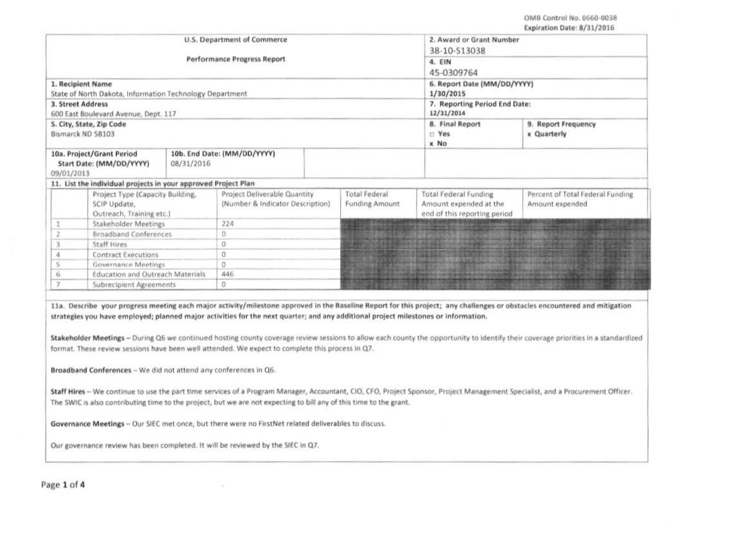OMB Control No. 0660-0038
Expiration Date: 8/31/2016

| U.S. Department of Commerce<br>Performance Progress Report | | 2. Award or Grant Number<br>38-10-S13038<br>4. EIN<br>45-0309764 | |
|---|---|---|---|
| 1. Recipient Name<br>State of North Dakota, Information Technology Department | | 6. Report Date (MM/DD/YYYY)<br>1/30/2015 | |
| 3. Street Address<br>600 East Boulevard Avenue, Dept. 117 | | 7. Reporting Period End Date:<br>12/31/2014 | |
| 5. City, State, Zip Code<br>Bismarck ND 58103 | | 8. Final Report<br>□ Yes<br>x No | 9. Report Frequency<br>x Quarterly |
| 10a. Project/Grant Period Start Date: (MM/DD/YYYY)<br>09/01/2013 | 10b. End Date: (MM/DD/YYYY)<br>08/31/2016 | | |

**11. List the individual projects in your approved Project Plan**

| | Project Type (Capacity Building, SCIP Update, Outreach, Training etc.) | Project Deliverable Quantity (Number & Indicator Description) | Total Federal Funding Amount | Total Federal Funding Amount expended at the end of this reporting period | Percent of Total Federal Funding Amount expended |
|---|---|---|---|---|---|
| 1 | Stakeholder Meetings | 224 | | | |
| 2 | Broadband Conferences | 0 | | | |
| 3 | Staff Hires | 0 | | | |
| 4 | Contract Executions | 0 | | | |
| 5 | Governance Meetings | 0 | | | |
| 6 | Education and Outreach Materials | 446 | | | |
| 7 | Subrecipient Agreements | 0 | | | |

**11a. Describe your progress meeting each major activity/milestone approved in the Baseline Report for this project; any challenges or obstacles encountered and mitigation strategies you have employed; planned major activities for the next quarter; and any additional project milestones or information.**

**Stakeholder Meetings** – During Q6 we continued hosting county coverage review sessions to allow each county the opportunity to identify their coverage priorities in a standardized format. These review sessions have been well attended. We expect to complete this process in Q7.

**Broadband Conferences** – We did not attend any conferences in Q6.

**Staff Hires** – We continue to use the part time services of a Program Manager, Accountant, CIO, CFO, Project Sponsor, Project Management Specialist, and a Procurement Officer. The SWIC is also contributing time to the project, but we are not expecting to bill any of this time to the grant.

**Governance Meetings** – Our SIEC met once, but there were no FirstNet related deliverables to discuss.

Our governance review has been completed. It will be reviewed by the SIEC in Q7.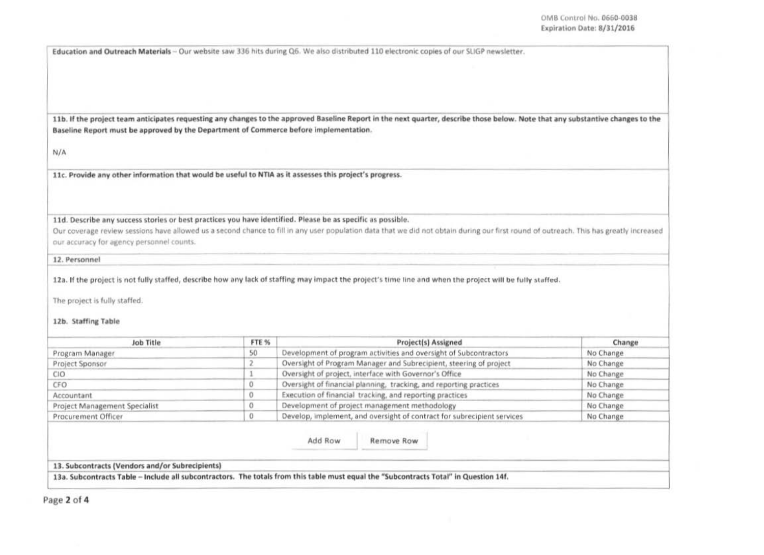**Education and Outreach Materials** – Our website saw 336 hits during Q6. We also distributed 110 electronic copies of our SLIGP newsletter.

**11b. If the project team anticipates requesting any changes to the approved Baseline Report in the next quarter, describe those below. Note that any substantive changes to the Baseline Report must be approved by the Department of Commerce before implementation.**

N/A

**11c. Provide any other information that would be useful to NTIA as it assesses this project's progress.**

**11d. Describe any success stories or best practices you have identified. Please be as specific as possible.**

Our coverage review sessions have allowed us a second chance to fill in any user population data that we did not obtain during our first round of outreach. This has greatly increased our accuracy for agency personnel counts.

**12. Personnel**

**12a. If the project is not fully staffed, describe how any lack of staffing may impact the project's time line and when the project will be fully staffed.**

The project is fully staffed.

**12b. Staffing Table**

| Job Title | FTE % | Project(s) Assigned | Change |
|---|---|---|---|
| Program Manager | 50 | Development of program activities and oversight of Subcontractors | No Change |
| Project Sponsor | 2 | Oversight of Program Manager and Subrecipient, steering of project | No Change |
| CIO | 1 | Oversight of project, interface with Governor's Office | No Change |
| CFO | 0 | Oversight of financial planning, tracking, and reporting practices | No Change |
| Accountant | 0 | Execution of financial tracking, and reporting practices | No Change |
| Project Management Specialist | 0 | Development of project management methodology | No Change |
| Procurement Officer | 0 | Develop, implement, and oversight of contract for subrecipient services | No Change |

Add Row | Remove Row

**13. Subcontracts (Vendors and/or Subrecipients)**

**13a. Subcontracts Table – Include all subcontractors. The totals from this table must equal the "Subcontracts Total" in Question 14f.**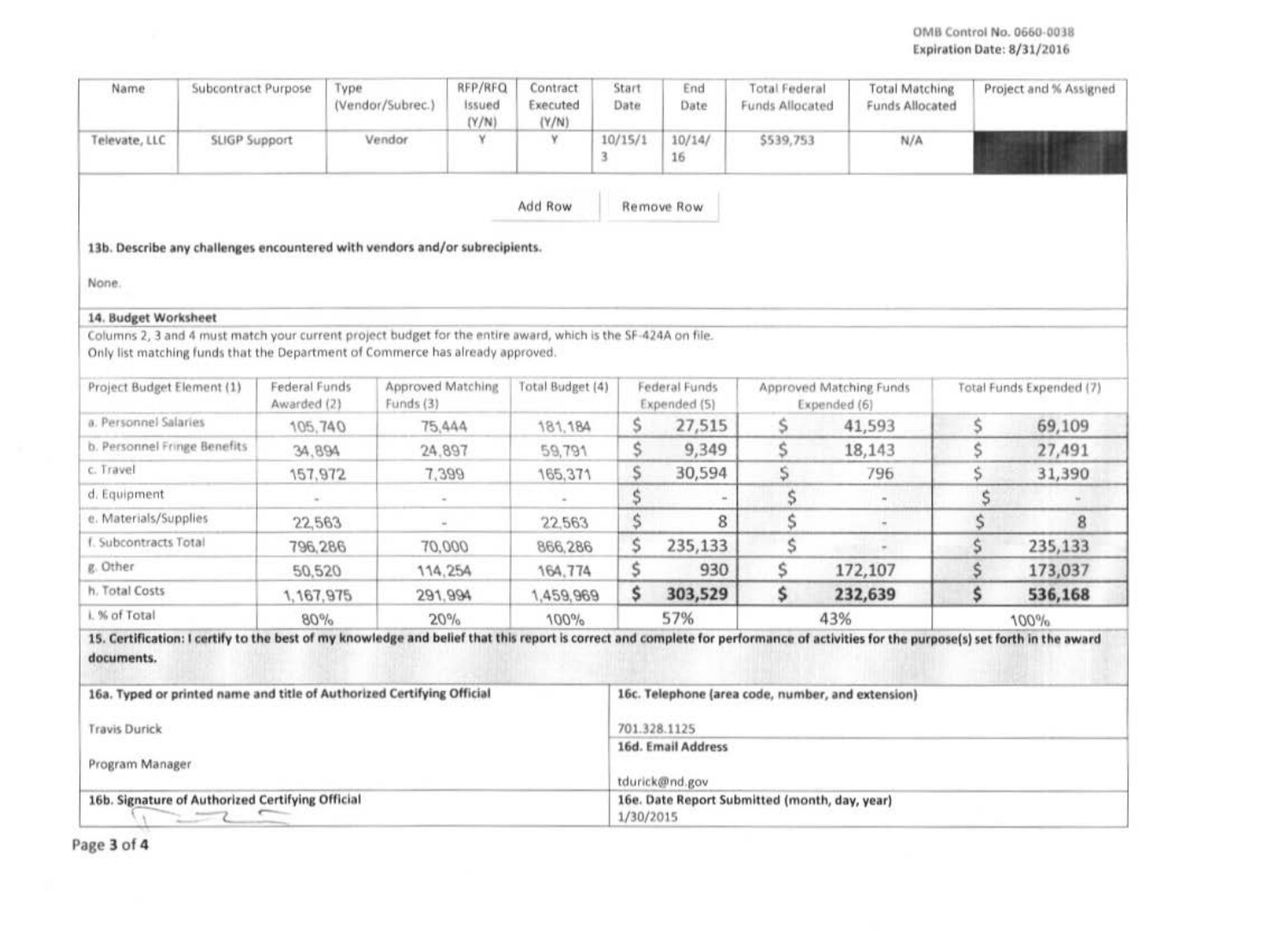| Name | Subcontract Purpose | Type (Vendor/Subrec.) | RFP/RFQ Issued (Y/N) | Contract Executed (Y/N) | Start Date | End Date | Total Federal Funds Allocated | Total Matching Funds Allocated | Project and % Assigned |
|---|---|---|---|---|---|---|---|---|---|
| Televate, LLC | SLIGP Support | Vendor | Y | Y | 10/15/13 | 10/14/16 | $539,753 | N/A | |

Add Row  Remove Row

**13b. Describe any challenges encountered with vendors and/or subrecipients.**

None.

**14. Budget Worksheet**

Columns 2, 3 and 4 must match your current project budget for the entire award, which is the SF-424A on file.
Only list matching funds that the Department of Commerce has already approved.

| Project Budget Element (1) | Federal Funds Awarded (2) | Approved Matching Funds (3) | Total Budget (4) | Federal Funds Expended (5) | Approved Matching Funds Expended (6) | Total Funds Expended (7) |
|---|---|---|---|---|---|---|
| a. Personnel Salaries | 105,740 | 75,444 | 181,184 | $ 27,515 | $ 41,593 | $ 69,109 |
| b. Personnel Fringe Benefits | 34,894 | 24,897 | 59,791 | $ 9,349 | $ 18,143 | $ 27,491 |
| c. Travel | 157,972 | 7,399 | 165,371 | $ 30,594 | $ 796 | $ 31,390 |
| d. Equipment | - | - | - | $ - | $ - | $ - |
| e. Materials/Supplies | 22,563 | - | 22,563 | $ 8 | $ - | $ 8 |
| f. Subcontracts Total | 796,286 | 70,000 | 866,286 | $ 235,133 | $ - | $ 235,133 |
| g. Other | 50,520 | 114,254 | 164,774 | $ 930 | $ 172,107 | $ 173,037 |
| h. Total Costs | 1,167,975 | 291,994 | 1,459,969 | **$ 303,529** | **$ 232,639** | **$ 536,168** |
| i. % of Total | 80% | 20% | 100% | 57% | 43% | 100% |

**15. Certification: I certify to the best of my knowledge and belief that this report is correct and complete for performance of activities for the purpose(s) set forth in the award documents.**

| | |
|---|---|
| **16a. Typed or printed name and title of Authorized Certifying Official**<br>Travis Durick<br>Program Manager | **16c. Telephone (area code, number, and extension)**<br>701.328.1125 |
| | **16d. Email Address**<br>tdurick@nd.gov |
| **16b. Signature of Authorized Certifying Official** | **16e. Date Report Submitted (month, day, year)**<br>1/30/2015 |